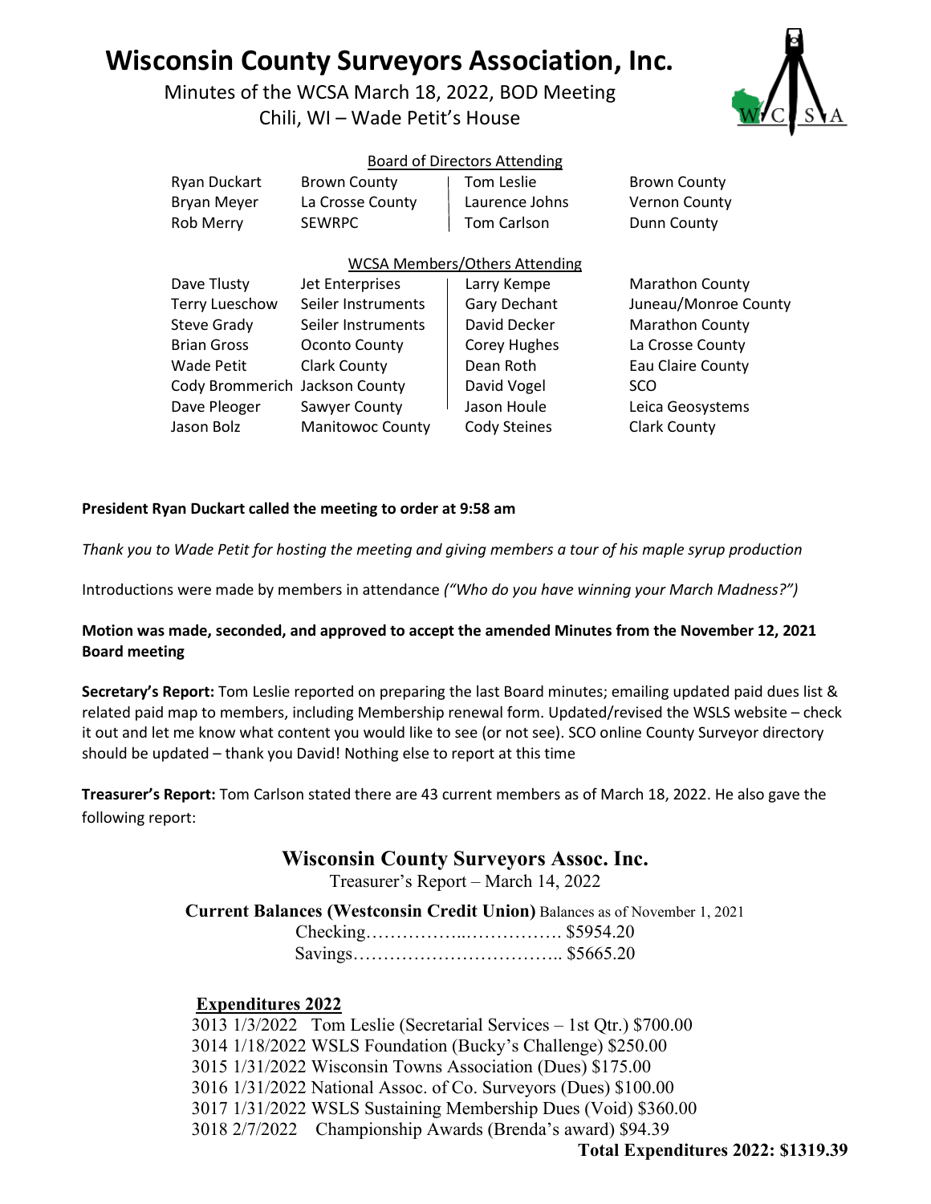# Wisconsin County Surveyors Association, Inc.

Minutes of the WCSA March 18, 2022, BOD Meeting
Chili, WI – Wade Petit's House

Board of Directors Attending

| | | | |
|---|---|---|---|
| Ryan Duckart | Brown County | Tom Leslie | Brown County |
| Bryan Meyer | La Crosse County | Laurence Johns | Vernon County |
| Rob Merry | SEWRPC | Tom Carlson | Dunn County |

WCSA Members/Others Attending

| | | | |
|---|---|---|---|
| Dave Tlusty | Jet Enterprises | Larry Kempe | Marathon County |
| Terry Lueschow | Seiler Instruments | Gary Dechant | Juneau/Monroe County |
| Steve Grady | Seiler Instruments | David Decker | Marathon County |
| Brian Gross | Oconto County | Corey Hughes | La Crosse County |
| Wade Petit | Clark County | Dean Roth | Eau Claire County |
| Cody Brommerich | Jackson County | David Vogel | SCO |
| Dave Pleoger | Sawyer County | Jason Houle | Leica Geosystems |
| Jason Bolz | Manitowoc County | Cody Steines | Clark County |

**President Ryan Duckart called the meeting to order at 9:58 am**

*Thank you to Wade Petit for hosting the meeting and giving members a tour of his maple syrup production*

Introductions were made by members in attendance *("Who do you have winning your March Madness?")*

**Motion was made, seconded, and approved to accept the amended Minutes from the November 12, 2021 Board meeting**

**Secretary's Report:** Tom Leslie reported on preparing the last Board minutes; emailing updated paid dues list & related paid map to members, including Membership renewal form. Updated/revised the WSLS website – check it out and let me know what content you would like to see (or not see). SCO online County Surveyor directory should be updated – thank you David! Nothing else to report at this time

**Treasurer's Report:** Tom Carlson stated there are 43 current members as of March 18, 2022. He also gave the following report:

**Wisconsin County Surveyors Assoc. Inc.**

Treasurer's Report – March 14, 2022

**Current Balances (Westconsin Credit Union)** Balances as of November 1, 2021

Checking……………..……………. $5954.20
Savings…………………………….. $5665.20

**Expenditures 2022**

3013 1/3/2022 Tom Leslie (Secretarial Services – 1st Qtr.) $700.00
3014 1/18/2022 WSLS Foundation (Bucky's Challenge) $250.00
3015 1/31/2022 Wisconsin Towns Association (Dues) $175.00
3016 1/31/2022 National Assoc. of Co. Surveyors (Dues) $100.00
3017 1/31/2022 WSLS Sustaining Membership Dues (Void) $360.00
3018 2/7/2022 Championship Awards (Brenda's award) $94.39

**Total Expenditures 2022: $1319.39**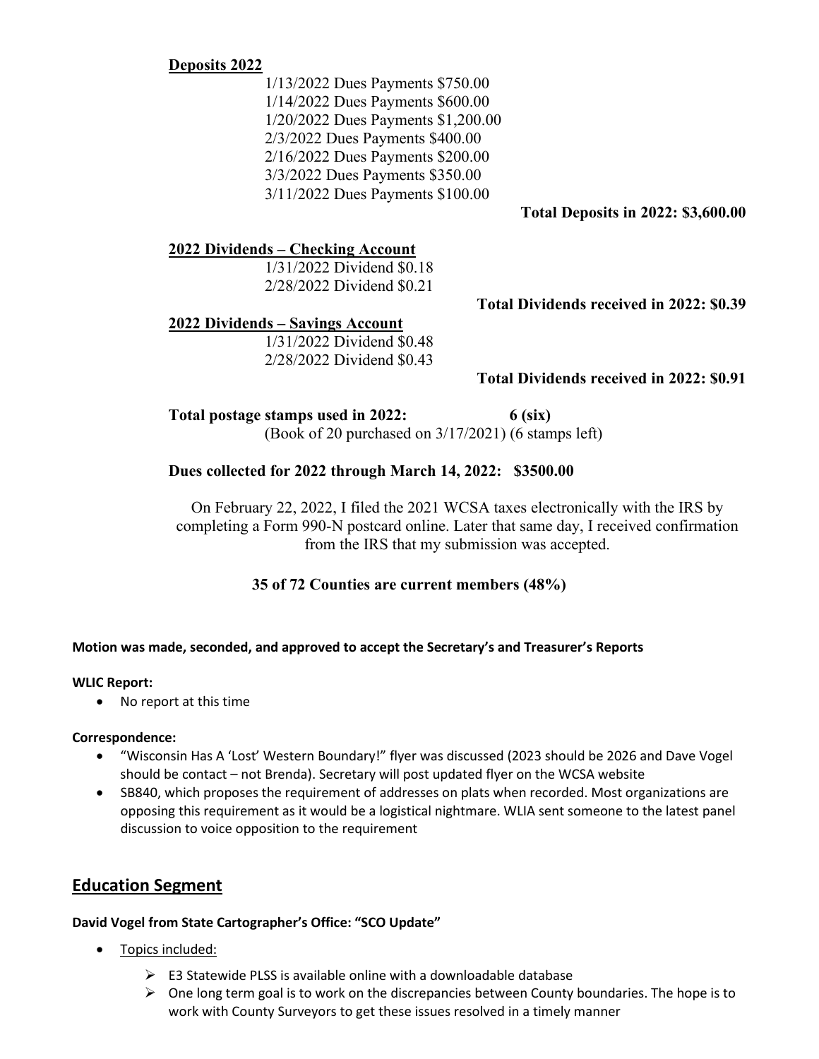**Deposits 2022**

1/13/2022 Dues Payments $750.00
1/14/2022 Dues Payments $600.00
1/20/2022 Dues Payments $1,200.00
2/3/2022 Dues Payments $400.00
2/16/2022 Dues Payments $200.00
3/3/2022 Dues Payments $350.00
3/11/2022 Dues Payments $100.00

**Total Deposits in 2022: $3,600.00**

**2022 Dividends – Checking Account**

1/31/2022 Dividend $0.18
2/28/2022 Dividend $0.21

**Total Dividends received in 2022: $0.39**

**2022 Dividends – Savings Account**

1/31/2022 Dividend $0.48
2/28/2022 Dividend $0.43

**Total Dividends received in 2022: $0.91**

**Total postage stamps used in 2022: 6 (six)**
(Book of 20 purchased on 3/17/2021) (6 stamps left)

**Dues collected for 2022 through March 14, 2022: $3500.00**

On February 22, 2022, I filed the 2021 WCSA taxes electronically with the IRS by completing a Form 990-N postcard online. Later that same day, I received confirmation from the IRS that my submission was accepted.

**35 of 72 Counties are current members (48%)**

**Motion was made, seconded, and approved to accept the Secretary's and Treasurer's Reports**

**WLIC Report:**

- No report at this time

**Correspondence:**

- "Wisconsin Has A 'Lost' Western Boundary!" flyer was discussed (2023 should be 2026 and Dave Vogel should be contact – not Brenda). Secretary will post updated flyer on the WCSA website
- SB840, which proposes the requirement of addresses on plats when recorded. Most organizations are opposing this requirement as it would be a logistical nightmare. WLIA sent someone to the latest panel discussion to voice opposition to the requirement

## Education Segment

**David Vogel from State Cartographer's Office: "SCO Update"**

- Topics included:
  - E3 Statewide PLSS is available online with a downloadable database
  - One long term goal is to work on the discrepancies between County boundaries. The hope is to work with County Surveyors to get these issues resolved in a timely manner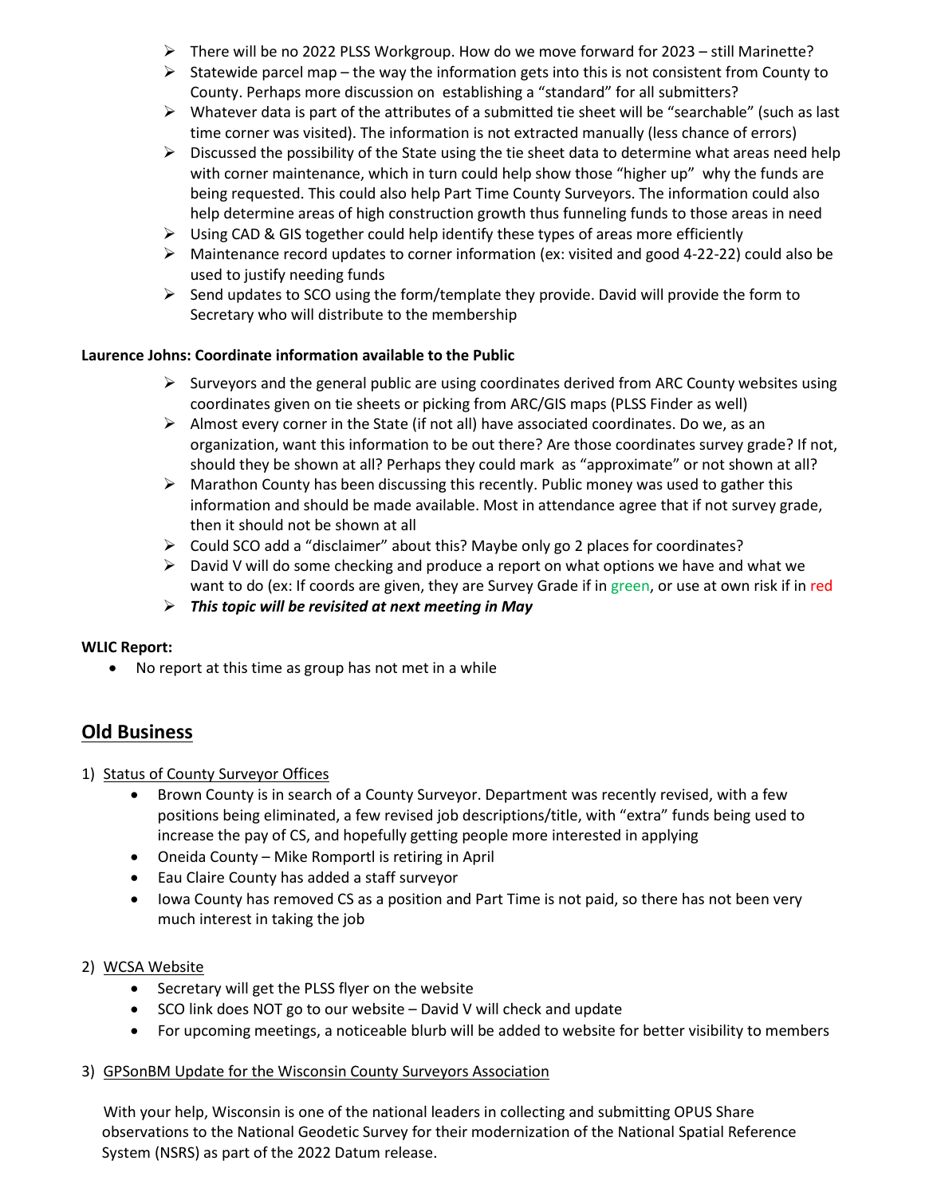- There will be no 2022 PLSS Workgroup. How do we move forward for 2023 – still Marinette?
- Statewide parcel map – the way the information gets into this is not consistent from County to County. Perhaps more discussion on establishing a "standard" for all submitters?
- Whatever data is part of the attributes of a submitted tie sheet will be "searchable" (such as last time corner was visited). The information is not extracted manually (less chance of errors)
- Discussed the possibility of the State using the tie sheet data to determine what areas need help with corner maintenance, which in turn could help show those "higher up" why the funds are being requested. This could also help Part Time County Surveyors. The information could also help determine areas of high construction growth thus funneling funds to those areas in need
- Using CAD & GIS together could help identify these types of areas more efficiently
- Maintenance record updates to corner information (ex: visited and good 4-22-22) could also be used to justify needing funds
- Send updates to SCO using the form/template they provide. David will provide the form to Secretary who will distribute to the membership

**Laurence Johns: Coordinate information available to the Public**

- Surveyors and the general public are using coordinates derived from ARC County websites using coordinates given on tie sheets or picking from ARC/GIS maps (PLSS Finder as well)
- Almost every corner in the State (if not all) have associated coordinates. Do we, as an organization, want this information to be out there? Are those coordinates survey grade? If not, should they be shown at all? Perhaps they could mark as "approximate" or not shown at all?
- Marathon County has been discussing this recently. Public money was used to gather this information and should be made available. Most in attendance agree that if not survey grade, then it should not be shown at all
- Could SCO add a "disclaimer" about this? Maybe only go 2 places for coordinates?
- David V will do some checking and produce a report on what options we have and what we want to do (ex: If coords are given, they are Survey Grade if in green, or use at own risk if in red
- ***This topic will be revisited at next meeting in May***

**WLIC Report:**

- No report at this time as group has not met in a while

## Old Business

1) Status of County Surveyor Offices
   - Brown County is in search of a County Surveyor. Department was recently revised, with a few positions being eliminated, a few revised job descriptions/title, with "extra" funds being used to increase the pay of CS, and hopefully getting people more interested in applying
   - Oneida County – Mike Romportl is retiring in April
   - Eau Claire County has added a staff surveyor
   - Iowa County has removed CS as a position and Part Time is not paid, so there has not been very much interest in taking the job

2) WCSA Website
   - Secretary will get the PLSS flyer on the website
   - SCO link does NOT go to our website – David V will check and update
   - For upcoming meetings, a noticeable blurb will be added to website for better visibility to members

3) GPSonBM Update for the Wisconsin County Surveyors Association

With your help, Wisconsin is one of the national leaders in collecting and submitting OPUS Share observations to the National Geodetic Survey for their modernization of the National Spatial Reference System (NSRS) as part of the 2022 Datum release.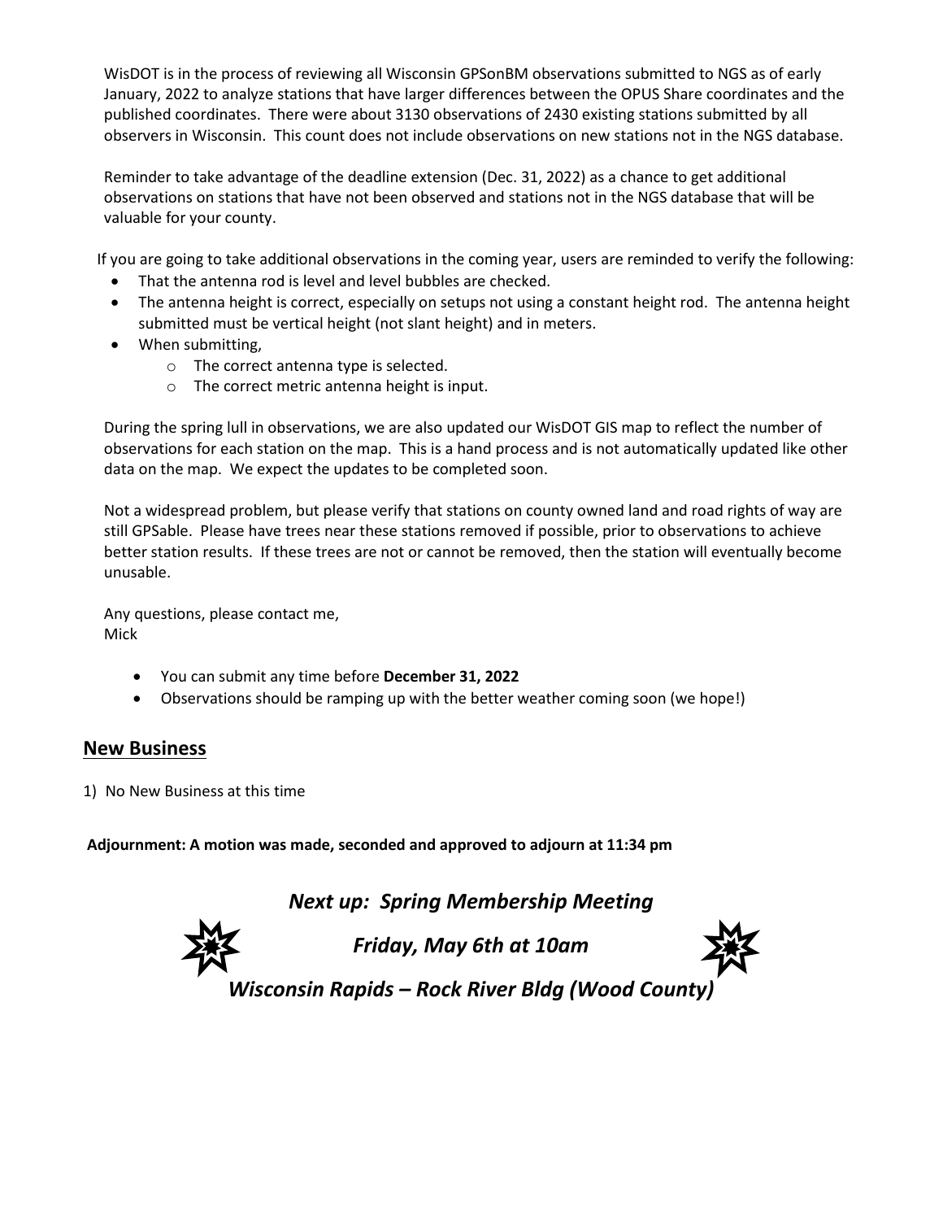WisDOT is in the process of reviewing all Wisconsin GPSonBM observations submitted to NGS as of early January, 2022 to analyze stations that have larger differences between the OPUS Share coordinates and the published coordinates. There were about 3130 observations of 2430 existing stations submitted by all observers in Wisconsin. This count does not include observations on new stations not in the NGS database.

Reminder to take advantage of the deadline extension (Dec. 31, 2022) as a chance to get additional observations on stations that have not been observed and stations not in the NGS database that will be valuable for your county.

If you are going to take additional observations in the coming year, users are reminded to verify the following:

- That the antenna rod is level and level bubbles are checked.
- The antenna height is correct, especially on setups not using a constant height rod. The antenna height submitted must be vertical height (not slant height) and in meters.
- When submitting,
  - The correct antenna type is selected.
  - The correct metric antenna height is input.

During the spring lull in observations, we are also updated our WisDOT GIS map to reflect the number of observations for each station on the map. This is a hand process and is not automatically updated like other data on the map. We expect the updates to be completed soon.

Not a widespread problem, but please verify that stations on county owned land and road rights of way are still GPSable. Please have trees near these stations removed if possible, prior to observations to achieve better station results. If these trees are not or cannot be removed, then the station will eventually become unusable.

Any questions, please contact me,
Mick

- You can submit any time before **December 31, 2022**
- Observations should be ramping up with the better weather coming soon (we hope!)

## New Business

1) No New Business at this time

**Adjournment: A motion was made, seconded and approved to adjourn at 11:34 pm**

***Next up: Spring Membership Meeting***

***Friday, May 6th at 10am***

***Wisconsin Rapids – Rock River Bldg (Wood County)***